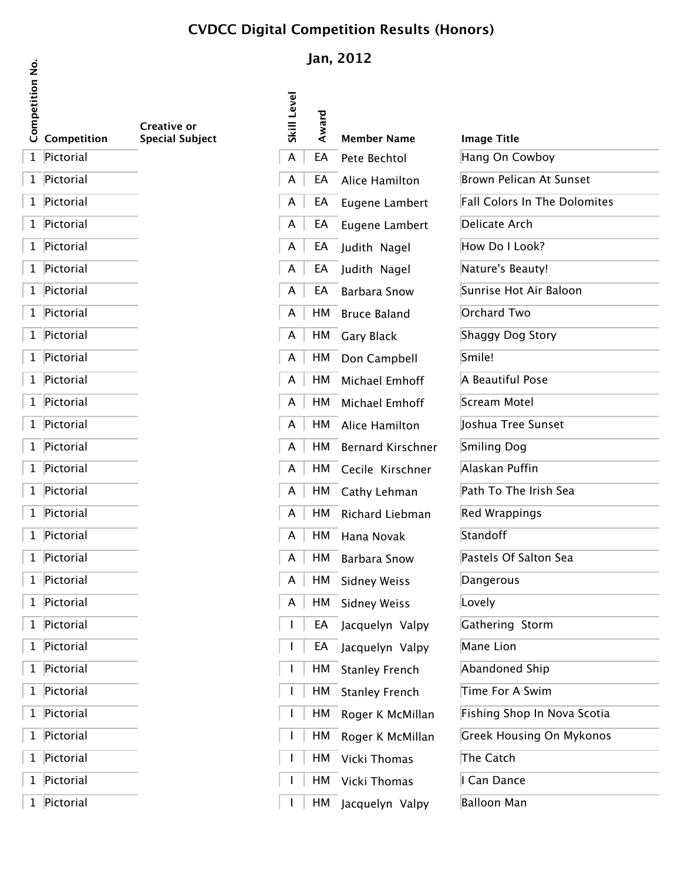# CVDCC Digital Competition Results (Honors)

## Jan, 2012

| Competition No. | Competition | Creative or Special Subject | Skill Level | Award | Member Name | Image Title |
|---|---|---|---|---|---|---|
| 1 | Pictorial | | A | EA | Pete Bechtol | Hang On Cowboy |
| 1 | Pictorial | | A | EA | Alice Hamilton | Brown Pelican At Sunset |
| 1 | Pictorial | | A | EA | Eugene Lambert | Fall Colors In The Dolomites |
| 1 | Pictorial | | A | EA | Eugene Lambert | Delicate Arch |
| 1 | Pictorial | | A | EA | Judith Nagel | How Do I Look? |
| 1 | Pictorial | | A | EA | Judith Nagel | Nature's Beauty! |
| 1 | Pictorial | | A | EA | Barbara Snow | Sunrise Hot Air Baloon |
| 1 | Pictorial | | A | HM | Bruce Baland | Orchard Two |
| 1 | Pictorial | | A | HM | Gary Black | Shaggy Dog Story |
| 1 | Pictorial | | A | HM | Don Campbell | Smile! |
| 1 | Pictorial | | A | HM | Michael Emhoff | A Beautiful Pose |
| 1 | Pictorial | | A | HM | Michael Emhoff | Scream Motel |
| 1 | Pictorial | | A | HM | Alice Hamilton | Joshua Tree Sunset |
| 1 | Pictorial | | A | HM | Bernard Kirschner | Smiling Dog |
| 1 | Pictorial | | A | HM | Cecile Kirschner | Alaskan Puffin |
| 1 | Pictorial | | A | HM | Cathy Lehman | Path To The Irish Sea |
| 1 | Pictorial | | A | HM | Richard Liebman | Red Wrappings |
| 1 | Pictorial | | A | HM | Hana Novak | Standoff |
| 1 | Pictorial | | A | HM | Barbara Snow | Pastels Of Salton Sea |
| 1 | Pictorial | | A | HM | Sidney Weiss | Dangerous |
| 1 | Pictorial | | A | HM | Sidney Weiss | Lovely |
| 1 | Pictorial | | I | EA | Jacquelyn Valpy | Gathering Storm |
| 1 | Pictorial | | I | EA | Jacquelyn Valpy | Mane Lion |
| 1 | Pictorial | | I | HM | Stanley French | Abandoned Ship |
| 1 | Pictorial | | I | HM | Stanley French | Time For A Swim |
| 1 | Pictorial | | I | HM | Roger K McMillan | Fishing Shop In Nova Scotia |
| 1 | Pictorial | | I | HM | Roger K McMillan | Greek Housing On Mykonos |
| 1 | Pictorial | | I | HM | Vicki Thomas | The Catch |
| 1 | Pictorial | | I | HM | Vicki Thomas | I Can Dance |
| 1 | Pictorial | | I | HM | Jacquelyn Valpy | Balloon Man |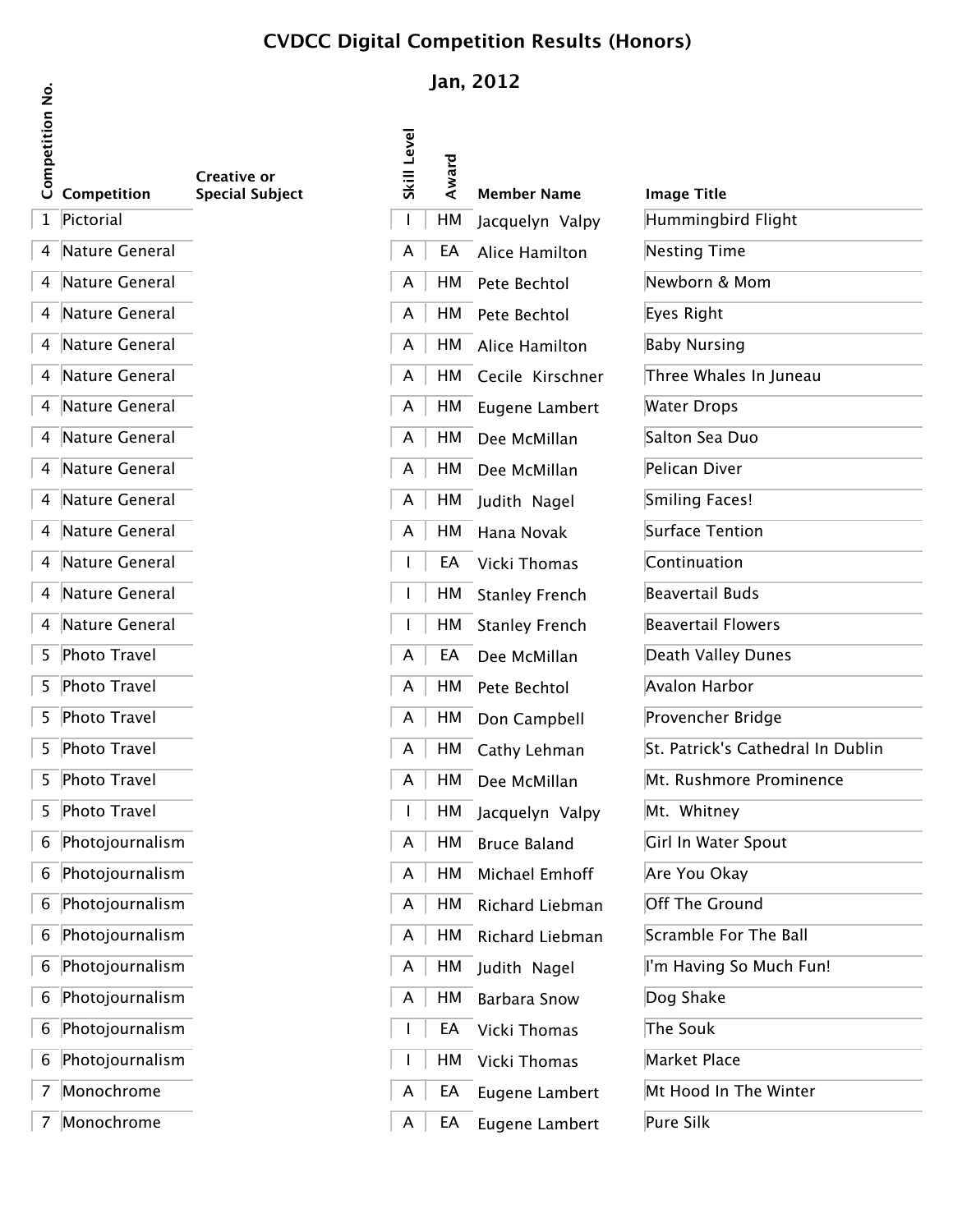# CVDCC Digital Competition Results (Honors)

## Jan, 2012

| Competition No. | Competition | Creative or Special Subject | Skill Level | Award | Member Name | Image Title |
|---|---|---|---|---|---|---|
| 1 | Pictorial | | I | HM | Jacquelyn Valpy | Hummingbird Flight |
| 4 | Nature General | | A | EA | Alice Hamilton | Nesting Time |
| 4 | Nature General | | A | HM | Pete Bechtol | Newborn & Mom |
| 4 | Nature General | | A | HM | Pete Bechtol | Eyes Right |
| 4 | Nature General | | A | HM | Alice Hamilton | Baby Nursing |
| 4 | Nature General | | A | HM | Cecile Kirschner | Three Whales In Juneau |
| 4 | Nature General | | A | HM | Eugene Lambert | Water Drops |
| 4 | Nature General | | A | HM | Dee McMillan | Salton Sea Duo |
| 4 | Nature General | | A | HM | Dee McMillan | Pelican Diver |
| 4 | Nature General | | A | HM | Judith Nagel | Smiling Faces! |
| 4 | Nature General | | A | HM | Hana Novak | Surface Tention |
| 4 | Nature General | | I | EA | Vicki Thomas | Continuation |
| 4 | Nature General | | I | HM | Stanley French | Beavertail Buds |
| 4 | Nature General | | I | HM | Stanley French | Beavertail Flowers |
| 5 | Photo Travel | | A | EA | Dee McMillan | Death Valley Dunes |
| 5 | Photo Travel | | A | HM | Pete Bechtol | Avalon Harbor |
| 5 | Photo Travel | | A | HM | Don Campbell | Provencher Bridge |
| 5 | Photo Travel | | A | HM | Cathy Lehman | St. Patrick's Cathedral In Dublin |
| 5 | Photo Travel | | A | HM | Dee McMillan | Mt. Rushmore Prominence |
| 5 | Photo Travel | | I | HM | Jacquelyn Valpy | Mt. Whitney |
| 6 | Photojournalism | | A | HM | Bruce Baland | Girl In Water Spout |
| 6 | Photojournalism | | A | HM | Michael Emhoff | Are You Okay |
| 6 | Photojournalism | | A | HM | Richard Liebman | Off The Ground |
| 6 | Photojournalism | | A | HM | Richard Liebman | Scramble For The Ball |
| 6 | Photojournalism | | A | HM | Judith Nagel | I'm Having So Much Fun! |
| 6 | Photojournalism | | A | HM | Barbara Snow | Dog Shake |
| 6 | Photojournalism | | I | EA | Vicki Thomas | The Souk |
| 6 | Photojournalism | | I | HM | Vicki Thomas | Market Place |
| 7 | Monochrome | | A | EA | Eugene Lambert | Mt Hood In The Winter |
| 7 | Monochrome | | A | EA | Eugene Lambert | Pure Silk |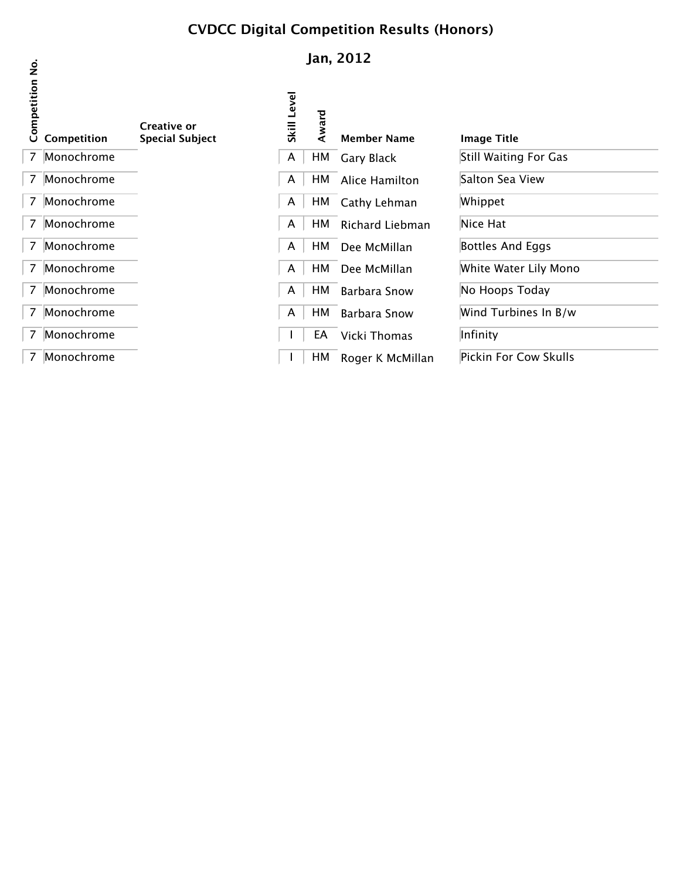# CVDCC Digital Competition Results (Honors)

## Jan, 2012

| Competition No. | Competition | Creative or Special Subject | Skill Level | Award | Member Name | Image Title |
|---|---|---|---|---|---|---|
| 7 | Monochrome | | A | HM | Gary Black | Still Waiting For Gas |
| 7 | Monochrome | | A | HM | Alice Hamilton | Salton Sea View |
| 7 | Monochrome | | A | HM | Cathy Lehman | Whippet |
| 7 | Monochrome | | A | HM | Richard Liebman | Nice Hat |
| 7 | Monochrome | | A | HM | Dee McMillan | Bottles And Eggs |
| 7 | Monochrome | | A | HM | Dee McMillan | White Water Lily Mono |
| 7 | Monochrome | | A | HM | Barbara Snow | No Hoops Today |
| 7 | Monochrome | | A | HM | Barbara Snow | Wind Turbines In B/w |
| 7 | Monochrome | | I | EA | Vicki Thomas | Infinity |
| 7 | Monochrome | | I | HM | Roger K McMillan | Pickin For Cow Skulls |